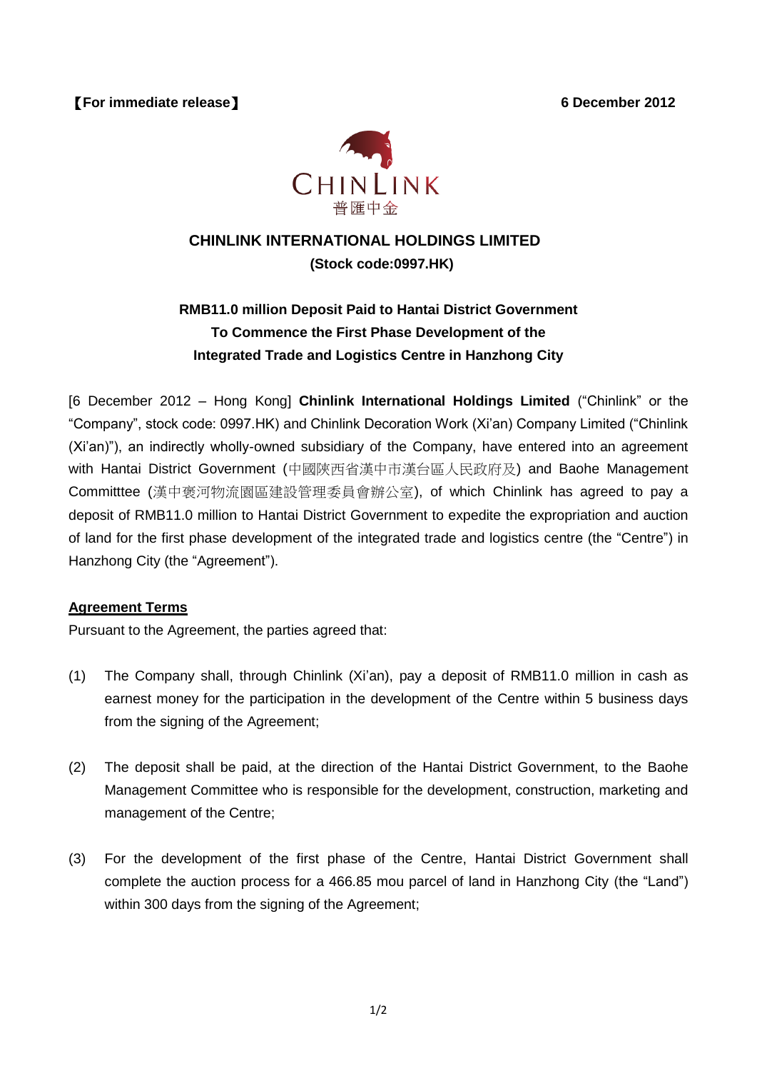**【For immediate release】** **6 December 2012**

CHINLINK
普匯中金

# CHINLINK INTERNATIONAL HOLDINGS LIMITED

**(Stock code:0997.HK)**

## RMB11.0 million Deposit Paid to Hantai District Government To Commence the First Phase Development of the Integrated Trade and Logistics Centre in Hanzhong City

[6 December 2012 – Hong Kong] **Chinlink International Holdings Limited** ("Chinlink" or the "Company", stock code: 0997.HK) and Chinlink Decoration Work (Xi'an) Company Limited ("Chinlink (Xi'an)"), an indirectly wholly-owned subsidiary of the Company, have entered into an agreement with Hantai District Government (中國陝西省漢中市漢台區人民政府及) and Baohe Management Committtee (漢中褒河物流園區建設管理委員會辦公室), of which Chinlink has agreed to pay a deposit of RMB11.0 million to Hantai District Government to expedite the expropriation and auction of land for the first phase development of the integrated trade and logistics centre (the "Centre") in Hanzhong City (the "Agreement").

**Agreement Terms**

Pursuant to the Agreement, the parties agreed that:

(1) The Company shall, through Chinlink (Xi'an), pay a deposit of RMB11.0 million in cash as earnest money for the participation in the development of the Centre within 5 business days from the signing of the Agreement;

(2) The deposit shall be paid, at the direction of the Hantai District Government, to the Baohe Management Committee who is responsible for the development, construction, marketing and management of the Centre;

(3) For the development of the first phase of the Centre, Hantai District Government shall complete the auction process for a 466.85 mou parcel of land in Hanzhong City (the "Land") within 300 days from the signing of the Agreement;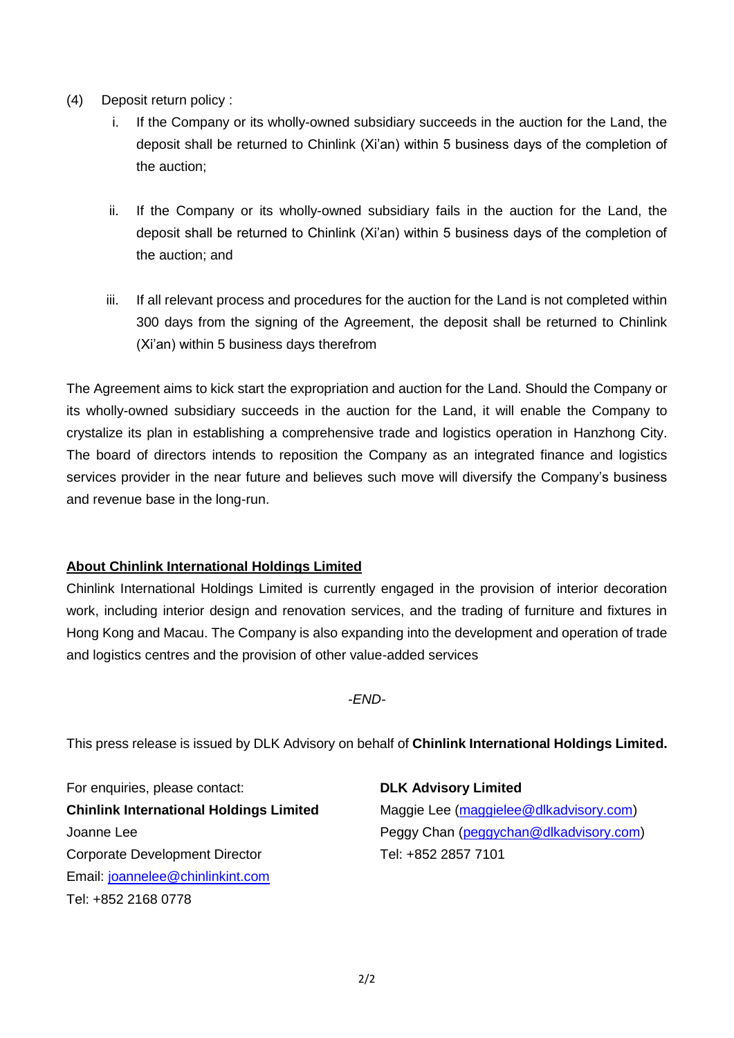(4) Deposit return policy :

i. If the Company or its wholly-owned subsidiary succeeds in the auction for the Land, the deposit shall be returned to Chinlink (Xi'an) within 5 business days of the completion of the auction;

ii. If the Company or its wholly-owned subsidiary fails in the auction for the Land, the deposit shall be returned to Chinlink (Xi'an) within 5 business days of the completion of the auction; and

iii. If all relevant process and procedures for the auction for the Land is not completed within 300 days from the signing of the Agreement, the deposit shall be returned to Chinlink (Xi'an) within 5 business days therefrom

The Agreement aims to kick start the expropriation and auction for the Land. Should the Company or its wholly-owned subsidiary succeeds in the auction for the Land, it will enable the Company to crystalize its plan in establishing a comprehensive trade and logistics operation in Hanzhong City. The board of directors intends to reposition the Company as an integrated finance and logistics services provider in the near future and believes such move will diversify the Company's business and revenue base in the long-run.

**About Chinlink International Holdings Limited**

Chinlink International Holdings Limited is currently engaged in the provision of interior decoration work, including interior design and renovation services, and the trading of furniture and fixtures in Hong Kong and Macau. The Company is also expanding into the development and operation of trade and logistics centres and the provision of other value-added services

*-END-*

This press release is issued by DLK Advisory on behalf of **Chinlink International Holdings Limited.**

For enquiries, please contact:
**Chinlink International Holdings Limited**
Joanne Lee
Corporate Development Director
Email: joannelee@chinlinkint.com
Tel: +852 2168 0778

**DLK Advisory Limited**
Maggie Lee (maggielee@dlkadvisory.com)
Peggy Chan (peggychan@dlkadvisory.com)
Tel: +852 2857 7101